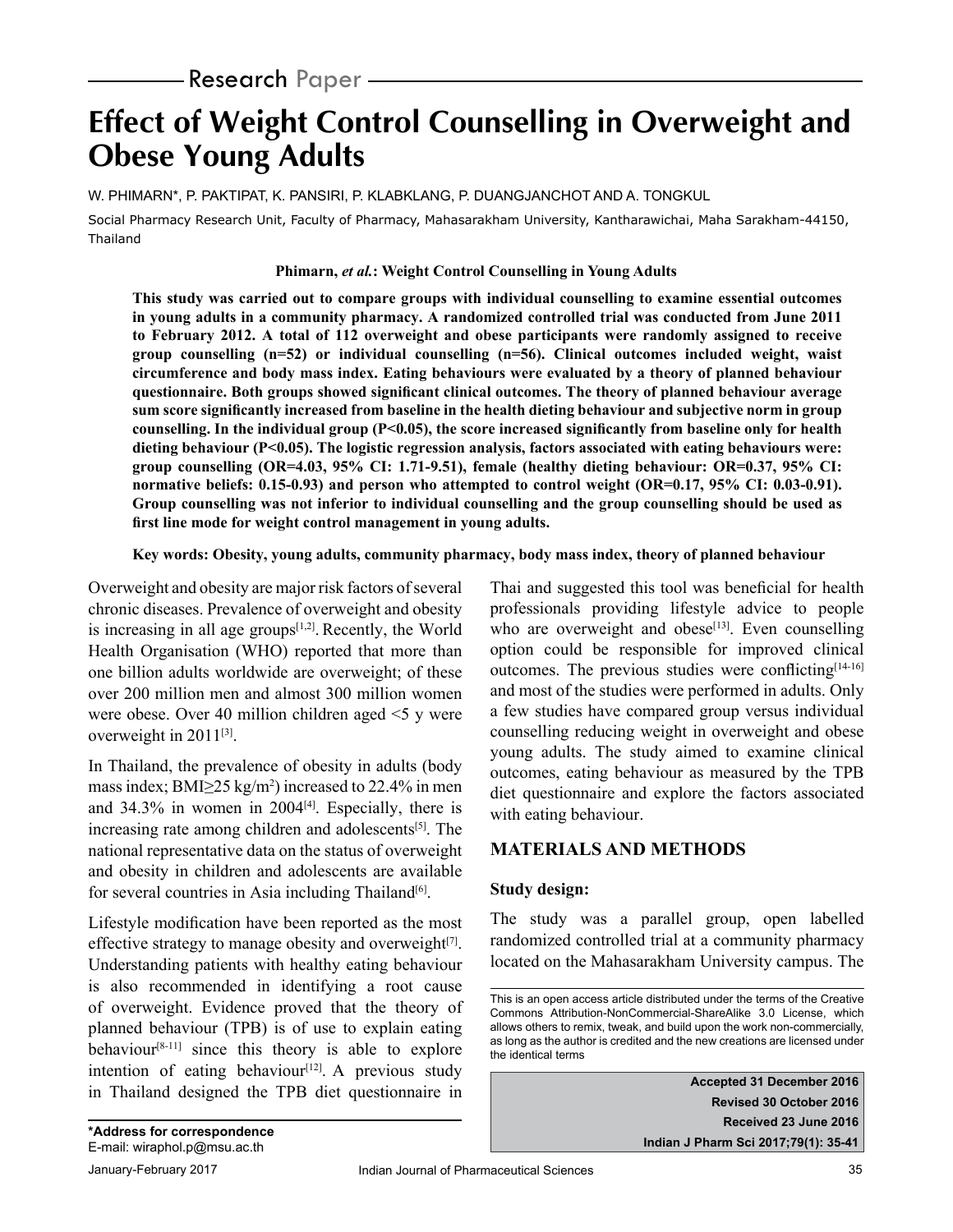Research Paper

# Effect of Weight Control Counselling in Overweight and Obese Young Adults

W. PHIMARN*, P. PAKTIPAT, K. PANSIRI, P. KLABKLANG, P. DUANGJANCHOT AND A. TONGKUL

Social Pharmacy Research Unit, Faculty of Pharmacy, Mahasarakham University, Kantharawichai, Maha Sarakham-44150, Thailand

**Phimarn, *et al.*: Weight Control Counselling in Young Adults**

**This study was carried out to compare groups with individual counselling to examine essential outcomes in young adults in a community pharmacy. A randomized controlled trial was conducted from June 2011 to February 2012. A total of 112 overweight and obese participants were randomly assigned to receive group counselling (n=52) or individual counselling (n=56). Clinical outcomes included weight, waist circumference and body mass index. Eating behaviours were evaluated by a theory of planned behaviour questionnaire. Both groups showed significant clinical outcomes. The theory of planned behaviour average sum score significantly increased from baseline in the health dieting behaviour and subjective norm in group counselling. In the individual group (P<0.05), the score increased significantly from baseline only for health dieting behaviour (P<0.05). The logistic regression analysis, factors associated with eating behaviours were: group counselling (OR=4.03, 95% CI: 1.71-9.51), female (healthy dieting behaviour: OR=0.37, 95% CI: normative beliefs: 0.15-0.93) and person who attempted to control weight (OR=0.17, 95% CI: 0.03-0.91). Group counselling was not inferior to individual counselling and the group counselling should be used as first line mode for weight control management in young adults.**

**Key words: Obesity, young adults, community pharmacy, body mass index, theory of planned behaviour**

Overweight and obesity are major risk factors of several chronic diseases. Prevalence of overweight and obesity is increasing in all age groups[1,2]. Recently, the World Health Organisation (WHO) reported that more than one billion adults worldwide are overweight; of these over 200 million men and almost 300 million women were obese. Over 40 million children aged <5 y were overweight in 2011[3].

In Thailand, the prevalence of obesity in adults (body mass index; BMI≥25 kg/m$^2$) increased to 22.4% in men and 34.3% in women in 2004[4]. Especially, there is increasing rate among children and adolescents[5]. The national representative data on the status of overweight and obesity in children and adolescents are available for several countries in Asia including Thailand[6].

Lifestyle modification have been reported as the most effective strategy to manage obesity and overweight[7]. Understanding patients with healthy eating behaviour is also recommended in identifying a root cause of overweight. Evidence proved that the theory of planned behaviour (TPB) is of use to explain eating behaviour[8-11] since this theory is able to explore intention of eating behaviour[12]. A previous study in Thailand designed the TPB diet questionnaire in Thai and suggested this tool was beneficial for health professionals providing lifestyle advice to people who are overweight and obese[13]. Even counselling option could be responsible for improved clinical outcomes. The previous studies were conflicting[14-16] and most of the studies were performed in adults. Only a few studies have compared group versus individual counselling reducing weight in overweight and obese young adults. The study aimed to examine clinical outcomes, eating behaviour as measured by the TPB diet questionnaire and explore the factors associated with eating behaviour.

## MATERIALS AND METHODS

### Study design:

The study was a parallel group, open labelled randomized controlled trial at a community pharmacy located on the Mahasarakham University campus. The

This is an open access article distributed under the terms of the Creative Commons Attribution-NonCommercial-ShareAlike 3.0 License, which allows others to remix, tweak, and build upon the work non-commercially, as long as the author is credited and the new creations are licensed under the identical terms

**Accepted 31 December 2016**
**Revised 30 October 2016**
**Received 23 June 2016**

***Address for correspondence**
E-mail: wiraphol.p@msu.ac.th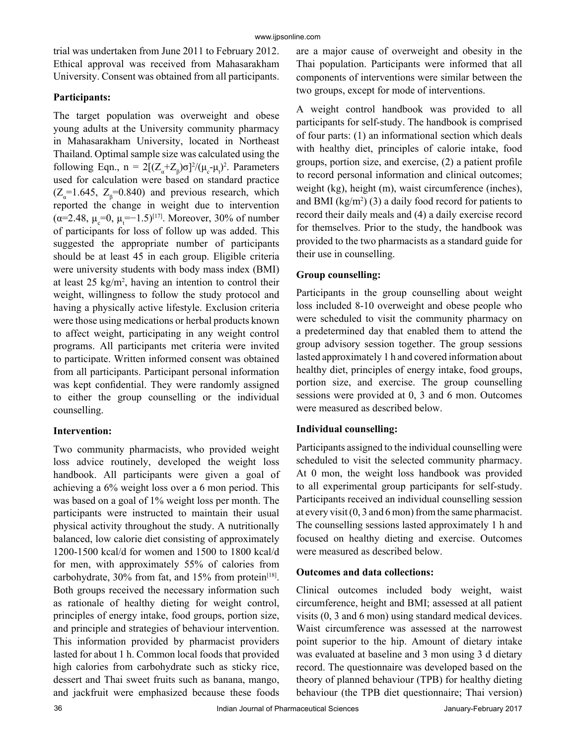trial was undertaken from June 2011 to February 2012. Ethical approval was received from Mahasarakham University. Consent was obtained from all participants.

### Participants:

The target population was overweight and obese young adults at the University community pharmacy in Mahasarakham University, located in Northeast Thailand. Optimal sample size was calculated using the following Eqn., $n = 2[(Z_\alpha+Z_\beta)\sigma]^2/(\mu_c-\mu_t)^2$. Parameters used for calculation were based on standard practice ($Z_\alpha$=1.645, $Z_\beta$=0.840) and previous research, which reported the change in weight due to intervention ($\alpha$=2.48, $\mu_c$=0, $\mu_t$=−1.5)[17]. Moreover, 30% of number of participants for loss of follow up was added. This suggested the appropriate number of participants should be at least 45 in each group. Eligible criteria were university students with body mass index (BMI) at least 25 kg/m$^2$, having an intention to control their weight, willingness to follow the study protocol and having a physically active lifestyle. Exclusion criteria were those using medications or herbal products known to affect weight, participating in any weight control programs. All participants met criteria were invited to participate. Written informed consent was obtained from all participants. Participant personal information was kept confidential. They were randomly assigned to either the group counselling or the individual counselling.

### Intervention:

Two community pharmacists, who provided weight loss advice routinely, developed the weight loss handbook. All participants were given a goal of achieving a 6% weight loss over a 6 mon period. This was based on a goal of 1% weight loss per month. The participants were instructed to maintain their usual physical activity throughout the study. A nutritionally balanced, low calorie diet consisting of approximately 1200-1500 kcal/d for women and 1500 to 1800 kcal/d for men, with approximately 55% of calories from carbohydrate, 30% from fat, and 15% from protein[18]. Both groups received the necessary information such as rationale of healthy dieting for weight control, principles of energy intake, food groups, portion size, and principle and strategies of behaviour intervention. This information provided by pharmacist providers lasted for about 1 h. Common local foods that provided high calories from carbohydrate such as sticky rice, dessert and Thai sweet fruits such as banana, mango, and jackfruit were emphasized because these foods are a major cause of overweight and obesity in the Thai population. Participants were informed that all components of interventions were similar between the two groups, except for mode of interventions.

A weight control handbook was provided to all participants for self-study. The handbook is comprised of four parts: (1) an informational section which deals with healthy diet, principles of calorie intake, food groups, portion size, and exercise, (2) a patient profile to record personal information and clinical outcomes; weight (kg), height (m), waist circumference (inches), and BMI (kg/m$^2$) (3) a daily food record for patients to record their daily meals and (4) a daily exercise record for themselves. Prior to the study, the handbook was provided to the two pharmacists as a standard guide for their use in counselling.

### Group counselling:

Participants in the group counselling about weight loss included 8-10 overweight and obese people who were scheduled to visit the community pharmacy on a predetermined day that enabled them to attend the group advisory session together. The group sessions lasted approximately 1 h and covered information about healthy diet, principles of energy intake, food groups, portion size, and exercise. The group counselling sessions were provided at 0, 3 and 6 mon. Outcomes were measured as described below.

### Individual counselling:

Participants assigned to the individual counselling were scheduled to visit the selected community pharmacy. At 0 mon, the weight loss handbook was provided to all experimental group participants for self-study. Participants received an individual counselling session at every visit (0, 3 and 6 mon) from the same pharmacist. The counselling sessions lasted approximately 1 h and focused on healthy dieting and exercise. Outcomes were measured as described below.

### Outcomes and data collections:

Clinical outcomes included body weight, waist circumference, height and BMI; assessed at all patient visits (0, 3 and 6 mon) using standard medical devices. Waist circumference was assessed at the narrowest point superior to the hip. Amount of dietary intake was evaluated at baseline and 3 mon using 3 d dietary record. The questionnaire was developed based on the theory of planned behaviour (TPB) for healthy dieting behaviour (the TPB diet questionnaire; Thai version)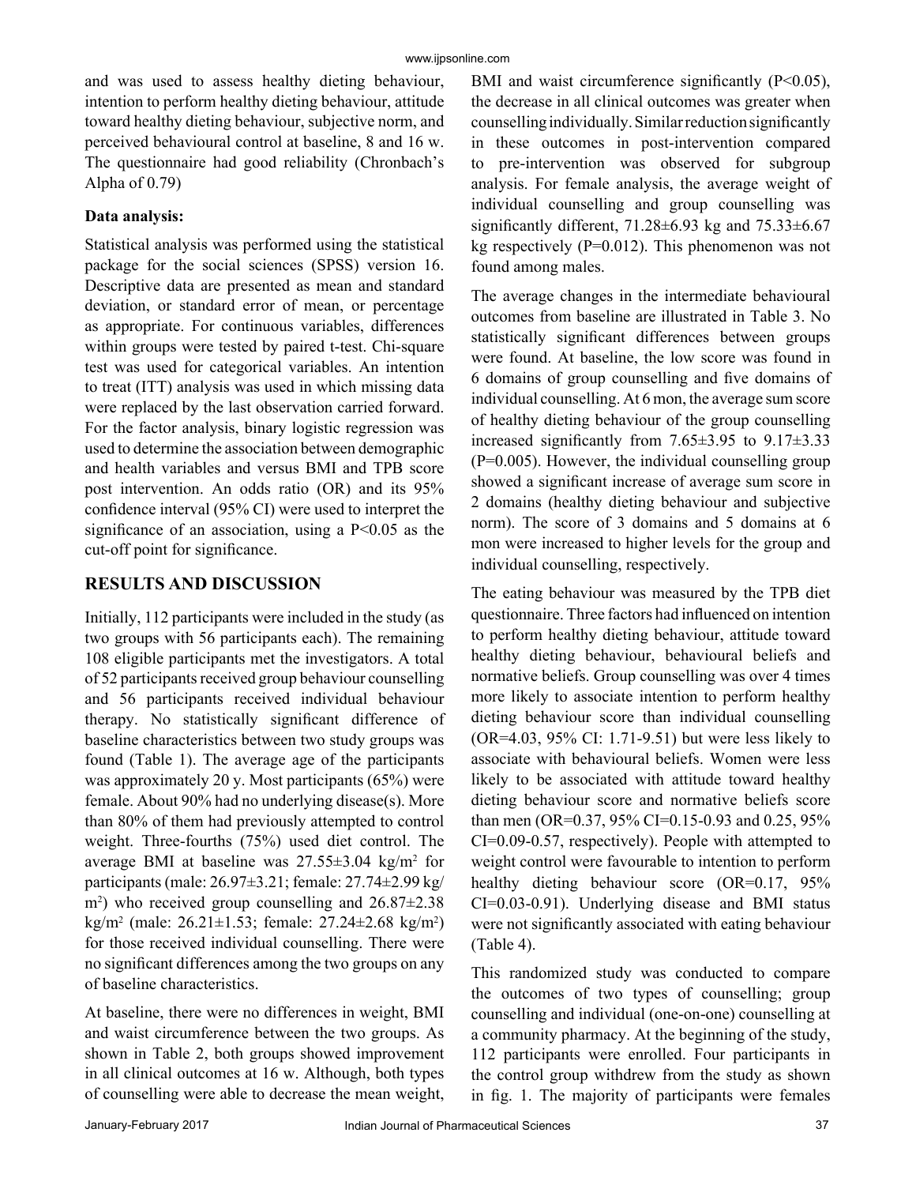and was used to assess healthy dieting behaviour, intention to perform healthy dieting behaviour, attitude toward healthy dieting behaviour, subjective norm, and perceived behavioural control at baseline, 8 and 16 w. The questionnaire had good reliability (Chronbach's Alpha of 0.79)

**Data analysis:**

Statistical analysis was performed using the statistical package for the social sciences (SPSS) version 16. Descriptive data are presented as mean and standard deviation, or standard error of mean, or percentage as appropriate. For continuous variables, differences within groups were tested by paired t-test. Chi-square test was used for categorical variables. An intention to treat (ITT) analysis was used in which missing data were replaced by the last observation carried forward. For the factor analysis, binary logistic regression was used to determine the association between demographic and health variables and versus BMI and TPB score post intervention. An odds ratio (OR) and its 95% confidence interval (95% CI) were used to interpret the significance of an association, using a P<0.05 as the cut-off point for significance.

## RESULTS AND DISCUSSION

Initially, 112 participants were included in the study (as two groups with 56 participants each). The remaining 108 eligible participants met the investigators. A total of 52 participants received group behaviour counselling and 56 participants received individual behaviour therapy. No statistically significant difference of baseline characteristics between two study groups was found (Table 1). The average age of the participants was approximately 20 y. Most participants (65%) were female. About 90% had no underlying disease(s). More than 80% of them had previously attempted to control weight. Three-fourths (75%) used diet control. The average BMI at baseline was 27.55±3.04 kg/m$^2$ for participants (male: 26.97±3.21; female: 27.74±2.99 kg/m$^2$) who received group counselling and 26.87±2.38 kg/m$^2$ (male: 26.21±1.53; female: 27.24±2.68 kg/m$^2$) for those received individual counselling. There were no significant differences among the two groups on any of baseline characteristics.

At baseline, there were no differences in weight, BMI and waist circumference between the two groups. As shown in Table 2, both groups showed improvement in all clinical outcomes at 16 w. Although, both types of counselling were able to decrease the mean weight, BMI and waist circumference significantly (P<0.05), the decrease in all clinical outcomes was greater when counselling individually. Similar reduction significantly in these outcomes in post-intervention compared to pre-intervention was observed for subgroup analysis. For female analysis, the average weight of individual counselling and group counselling was significantly different, 71.28±6.93 kg and 75.33±6.67 kg respectively (P=0.012). This phenomenon was not found among males.

The average changes in the intermediate behavioural outcomes from baseline are illustrated in Table 3. No statistically significant differences between groups were found. At baseline, the low score was found in 6 domains of group counselling and five domains of individual counselling. At 6 mon, the average sum score of healthy dieting behaviour of the group counselling increased significantly from 7.65±3.95 to 9.17±3.33 (P=0.005). However, the individual counselling group showed a significant increase of average sum score in 2 domains (healthy dieting behaviour and subjective norm). The score of 3 domains and 5 domains at 6 mon were increased to higher levels for the group and individual counselling, respectively.

The eating behaviour was measured by the TPB diet questionnaire. Three factors had influenced on intention to perform healthy dieting behaviour, attitude toward healthy dieting behaviour, behavioural beliefs and normative beliefs. Group counselling was over 4 times more likely to associate intention to perform healthy dieting behaviour score than individual counselling (OR=4.03, 95% CI: 1.71-9.51) but were less likely to associate with behavioural beliefs. Women were less likely to be associated with attitude toward healthy dieting behaviour score and normative beliefs score than men (OR=0.37, 95% CI=0.15-0.93 and 0.25, 95% CI=0.09-0.57, respectively). People with attempted to weight control were favourable to intention to perform healthy dieting behaviour score (OR=0.17, 95% CI=0.03-0.91). Underlying disease and BMI status were not significantly associated with eating behaviour (Table 4).

This randomized study was conducted to compare the outcomes of two types of counselling; group counselling and individual (one-on-one) counselling at a community pharmacy. At the beginning of the study, 112 participants were enrolled. Four participants in the control group withdrew from the study as shown in fig. 1. The majority of participants were females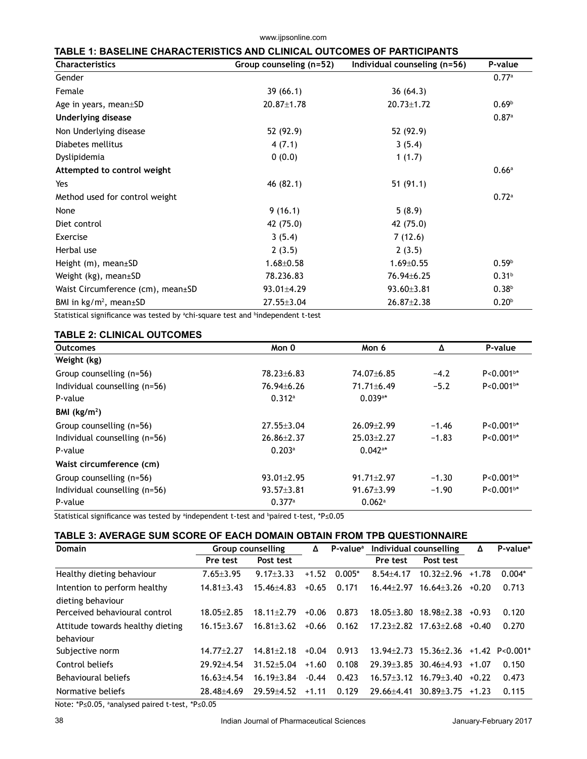**TABLE 1: BASELINE CHARACTERISTICS AND CLINICAL OUTCOMES OF PARTICIPANTS**

| Characteristics | Group counseling (n=52) | Individual counseling (n=56) | P-value |
|---|---|---|---|
| Gender | | | 0.77[a] |
| Female | 39 (66.1) | 36 (64.3) | |
| Age in years, mean±SD | 20.87±1.78 | 20.73±1.72 | 0.69[b] |
| **Underlying disease** | | | 0.87[a] |
| Non Underlying disease | 52 (92.9) | 52 (92.9) | |
| Diabetes mellitus | 4 (7.1) | 3 (5.4) | |
| Dyslipidemia | 0 (0.0) | 1 (1.7) | |
| **Attempted to control weight** | | | 0.66[a] |
| Yes | 46 (82.1) | 51 (91.1) | |
| Method used for control weight | | | 0.72[a] |
| None | 9 (16.1) | 5 (8.9) | |
| Diet control | 42 (75.0) | 42 (75.0) | |
| Exercise | 3 (5.4) | 7 (12.6) | |
| Herbal use | 2 (3.5) | 2 (3.5) | |
| Height (m), mean±SD | 1.68±0.58 | 1.69±0.55 | 0.59[b] |
| Weight (kg), mean±SD | 78.236.83 | 76.94±6.25 | 0.31[b] |
| Waist Circumference (cm), mean±SD | 93.01±4.29 | 93.60±3.81 | 0.38[b] |
| BMI in kg/m$^2$, mean±SD | 27.55±3.04 | 26.87±2.38 | 0.20[b] |

Statistical significance was tested by [a]chi-square test and [b]independent t-test

**TABLE 2: CLINICAL OUTCOMES**

| Outcomes | Mon 0 | Mon 6 | Δ | P-value |
|---|---|---|---|---|
| **Weight (kg)** | | | | |
| Group counselling (n=56) | 78.23±6.83 | 74.07±6.85 | −4.2 | P<0.001[b]* |
| Individual counselling (n=56) | 76.94±6.26 | 71.71±6.49 | −5.2 | P<0.001[b]* |
| P-value | 0.312[a] | 0.039[a]* | | |
| **BMI (kg/m$^2$)** | | | | |
| Group counselling (n=56) | 27.55±3.04 | 26.09±2.99 | −1.46 | P<0.001[b]* |
| Individual counselling (n=56) | 26.86±2.37 | 25.03±2.27 | −1.83 | P<0.001[b]* |
| P-value | 0.203[a] | 0.042[a]* | | |
| **Waist circumference (cm)** | | | | |
| Group counselling (n=56) | 93.01±2.95 | 91.71±2.97 | −1.30 | P<0.001[b]* |
| Individual counselling (n=56) | 93.57±3.81 | 91.67±3.99 | −1.90 | P<0.001[b]* |
| P-value | 0.377[a] | 0.062[a] | | |

Statistical significance was tested by [a]independent t-test and [b]paired t-test, *P≤0.05

**TABLE 3: AVERAGE SUM SCORE OF EACH DOMAIN OBTAIN FROM TPB QUESTIONNAIRE**

| Domain | Group counselling | | Δ | P-value[a] | Individual counselling | | Δ | P-value[a] |
|---|---|---|---|---|---|---|---|---|
| | Pre test | Post test | | | Pre test | Post test | | |
| Healthy dieting behaviour | 7.65±3.95 | 9.17±3.33 | +1.52 | 0.005* | 8.54±4.17 | 10.32±2.96 | +1.78 | 0.004* |
| Intention to perform healthy dieting behaviour | 14.81±3.43 | 15.46±4.83 | +0.65 | 0.171 | 16.44±2.97 | 16.64±3.26 | +0.20 | 0.713 |
| Perceived behavioural control | 18.05±2.85 | 18.11±2.79 | +0.06 | 0.873 | 18.05±3.80 | 18.98±2.38 | +0.93 | 0.120 |
| Attitude towards healthy dieting behaviour | 16.15±3.67 | 16.81±3.62 | +0.66 | 0.162 | 17.23±2.82 | 17.63±2.68 | +0.40 | 0.270 |
| Subjective norm | 14.77±2.27 | 14.81±2.18 | +0.04 | 0.913 | 13.94±2.73 | 15.36±2.36 | +1.42 | P<0.001* |
| Control beliefs | 29.92±4.54 | 31.52±5.04 | +1.60 | 0.108 | 29.39±3.85 | 30.46±4.93 | +1.07 | 0.150 |
| Behavioural beliefs | 16.63±4.54 | 16.19±3.84 | -0.44 | 0.423 | 16.57±3.12 | 16.79±3.40 | +0.22 | 0.473 |
| Normative beliefs | 28.48±4.69 | 29.59±4.52 | +1.11 | 0.129 | 29.66±4.41 | 30.89±3.75 | +1.23 | 0.115 |

Note: *P≤0.05, [a]analysed paired t-test, *P≤0.05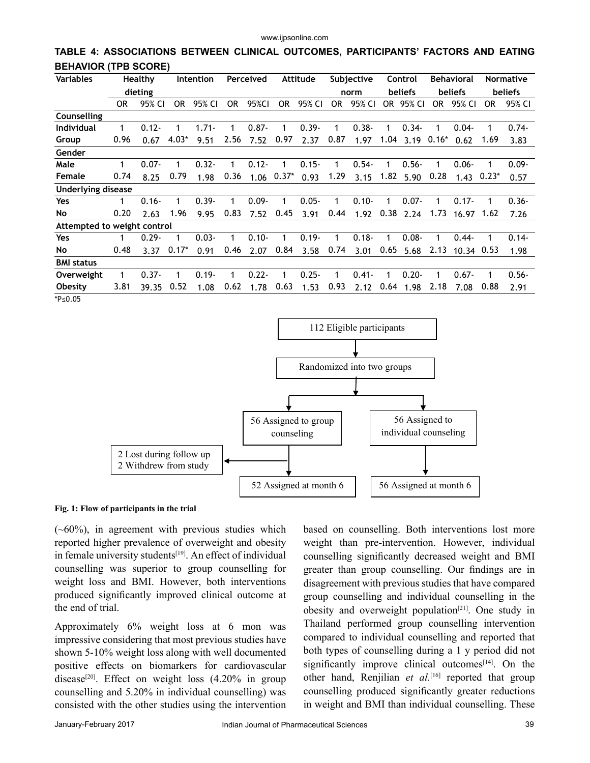**TABLE 4: ASSOCIATIONS BETWEEN CLINICAL OUTCOMES, PARTICIPANTS' FACTORS AND EATING BEHAVIOR (TPB SCORE)**

| Variables | Healthy dieting | | Intention | | Perceived | | Attitude | | Subjective norm | | Control beliefs | | Behavioral beliefs | | Normative beliefs | |
|---|---|---|---|---|---|---|---|---|---|---|---|---|---|---|---|---|
| | OR | 95% CI | OR | 95% CI | OR | 95%CI | OR | 95% CI | OR | 95% CI | OR | 95% CI | OR | 95% CI | OR | 95% CI |
| **Counselling** | | | | | | | | | | | | | | | | |
| **Individual** | 1 | 0.12- | 1 | 1.71- | 1 | 0.87- | 1 | 0.39- | 1 | 0.38- | 1 | 0.34- | 1 | 0.04- | 1 | 0.74- |
| **Group** | 0.96 | 0.67 | 4.03* | 9.51 | 2.56 | 7.52 | 0.97 | 2.37 | 0.87 | 1.97 | 1.04 | 3.19 | 0.16* | 0.62 | 1.69 | 3.83 |
| **Gender** | | | | | | | | | | | | | | | | |
| **Male** | 1 | 0.07- | 1 | 0.32- | 1 | 0.12- | 1 | 0.15- | 1 | 0.54- | 1 | 0.56- | 1 | 0.06- | 1 | 0.09- |
| **Female** | 0.74 | 8.25 | 0.79 | 1.98 | 0.36 | 1.06 | 0.37* | 0.93 | 1.29 | 3.15 | 1.82 | 5.90 | 0.28 | 1.43 | 0.23* | 0.57 |
| **Underlying disease** | | | | | | | | | | | | | | | | |
| **Yes** | 1 | 0.16- | 1 | 0.39- | 1 | 0.09- | 1 | 0.05- | 1 | 0.10- | 1 | 0.07- | 1 | 0.17- | 1 | 0.36- |
| **No** | 0.20 | 2.63 | 1.96 | 9.95 | 0.83 | 7.52 | 0.45 | 3.91 | 0.44 | 1.92 | 0.38 | 2.24 | 1.73 | 16.97 | 1.62 | 7.26 |
| **Attempted to weight control** | | | | | | | | | | | | | | | | |
| **Yes** | 1 | 0.29- | 1 | 0.03- | 1 | 0.10- | 1 | 0.19- | 1 | 0.18- | 1 | 0.08- | 1 | 0.44- | 1 | 0.14- |
| **No** | 0.48 | 3.37 | 0.17* | 0.91 | 0.46 | 2.07 | 0.84 | 3.58 | 0.74 | 3.01 | 0.65 | 5.68 | 2.13 | 10.34 | 0.53 | 1.98 |
| **BMI status** | | | | | | | | | | | | | | | | |
| **Overweight** | 1 | 0.37- | 1 | 0.19- | 1 | 0.22- | 1 | 0.25- | 1 | 0.41- | 1 | 0.20- | 1 | 0.67- | 1 | 0.56- |
| **Obesity** | 3.81 | 39.35 | 0.52 | 1.08 | 0.62 | 1.78 | 0.63 | 1.53 | 0.93 | 2.12 | 0.64 | 1.98 | 2.18 | 7.08 | 0.88 | 2.91 |

*P≤0.05

112 Eligible participants → Randomized into two groups → 56 Assigned to group counseling (2 Lost during follow up, 2 Withdrew from study) → 52 Assigned at month 6; 56 Assigned to individual counseling → 56 Assigned at month 6

**Fig. 1: Flow of participants in the trial**

(~60%), in agreement with previous studies which reported higher prevalence of overweight and obesity in female university students[19]. An effect of individual counselling was superior to group counselling for weight loss and BMI. However, both interventions produced significantly improved clinical outcome at the end of trial.

Approximately 6% weight loss at 6 mon was impressive considering that most previous studies have shown 5-10% weight loss along with well documented positive effects on biomarkers for cardiovascular disease[20]. Effect on weight loss (4.20% in group counselling and 5.20% in individual counselling) was consisted with the other studies using the intervention based on counselling. Both interventions lost more weight than pre-intervention. However, individual counselling significantly decreased weight and BMI greater than group counselling. Our findings are in disagreement with previous studies that have compared group counselling and individual counselling in the obesity and overweight population[21]. One study in Thailand performed group counselling intervention compared to individual counselling and reported that both types of counselling during a 1 y period did not significantly improve clinical outcomes[14]. On the other hand, Renjilian *et al.*[16] reported that group counselling produced significantly greater reductions in weight and BMI than individual counselling. These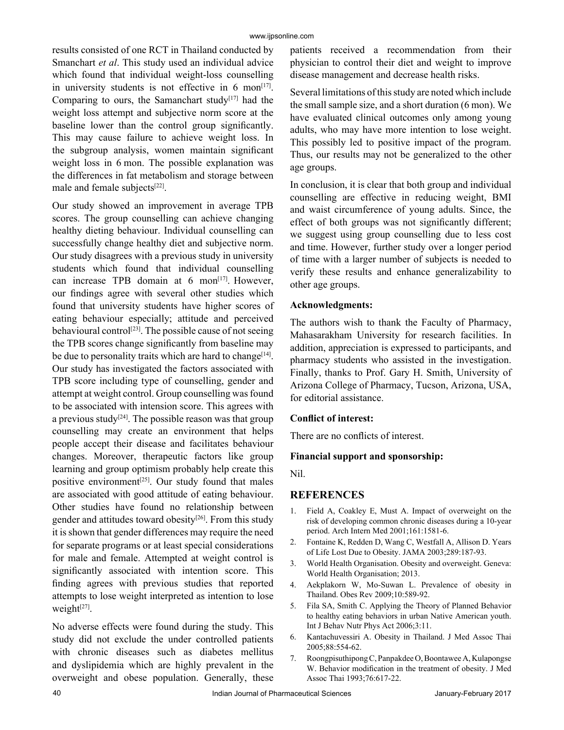results consisted of one RCT in Thailand conducted by Smanchart *et al*. This study used an individual advice which found that individual weight-loss counselling in university students is not effective in 6 mon[17]. Comparing to ours, the Samanchart study[17] had the weight loss attempt and subjective norm score at the baseline lower than the control group significantly. This may cause failure to achieve weight loss. In the subgroup analysis, women maintain significant weight loss in 6 mon. The possible explanation was the differences in fat metabolism and storage between male and female subjects[22].

Our study showed an improvement in average TPB scores. The group counselling can achieve changing healthy dieting behaviour. Individual counselling can successfully change healthy diet and subjective norm. Our study disagrees with a previous study in university students which found that individual counselling can increase TPB domain at 6 mon[17]. However, our findings agree with several other studies which found that university students have higher scores of eating behaviour especially; attitude and perceived behavioural control[23]. The possible cause of not seeing the TPB scores change significantly from baseline may be due to personality traits which are hard to change[14]. Our study has investigated the factors associated with TPB score including type of counselling, gender and attempt at weight control. Group counselling was found to be associated with intension score. This agrees with a previous study[24]. The possible reason was that group counselling may create an environment that helps people accept their disease and facilitates behaviour changes. Moreover, therapeutic factors like group learning and group optimism probably help create this positive environment[25]. Our study found that males are associated with good attitude of eating behaviour. Other studies have found no relationship between gender and attitudes toward obesity[26]. From this study it is shown that gender differences may require the need for separate programs or at least special considerations for male and female. Attempted at weight control is significantly associated with intention score. This finding agrees with previous studies that reported attempts to lose weight interpreted as intention to lose weight[27].

No adverse effects were found during the study. This study did not exclude the under controlled patients with chronic diseases such as diabetes mellitus and dyslipidemia which are highly prevalent in the overweight and obese population. Generally, these patients received a recommendation from their physician to control their diet and weight to improve disease management and decrease health risks.

Several limitations of this study are noted which include the small sample size, and a short duration (6 mon). We have evaluated clinical outcomes only among young adults, who may have more intention to lose weight. This possibly led to positive impact of the program. Thus, our results may not be generalized to the other age groups.

In conclusion, it is clear that both group and individual counselling are effective in reducing weight, BMI and waist circumference of young adults. Since, the effect of both groups was not significantly different; we suggest using group counselling due to less cost and time. However, further study over a longer period of time with a larger number of subjects is needed to verify these results and enhance generalizability to other age groups.

### Acknowledgments:

The authors wish to thank the Faculty of Pharmacy, Mahasarakham University for research facilities. In addition, appreciation is expressed to participants, and pharmacy students who assisted in the investigation. Finally, thanks to Prof. Gary H. Smith, University of Arizona College of Pharmacy, Tucson, Arizona, USA, for editorial assistance.

### Conflict of interest:

There are no conflicts of interest.

### Financial support and sponsorship:

Nil.

## REFERENCES

1. Field A, Coakley E, Must A. Impact of overweight on the risk of developing common chronic diseases during a 10-year period. Arch Intern Med 2001;161:1581-6.
2. Fontaine K, Redden D, Wang C, Westfall A, Allison D. Years of Life Lost Due to Obesity. JAMA 2003;289:187-93.
3. World Health Organisation. Obesity and overweight. Geneva: World Health Organisation; 2013.
4. Aekplakorn W, Mo-Suwan L. Prevalence of obesity in Thailand. Obes Rev 2009;10:589-92.
5. Fila SA, Smith C. Applying the Theory of Planned Behavior to healthy eating behaviors in urban Native American youth. Int J Behav Nutr Phys Act 2006;3:11.
6. Kantachuvessiri A. Obesity in Thailand. J Med Assoc Thai 2005;88:554-62.
7. Roongpisuthipong C, Panpakdee O, Boontawee A, Kulapongse W. Behavior modification in the treatment of obesity. J Med Assoc Thai 1993;76:617-22.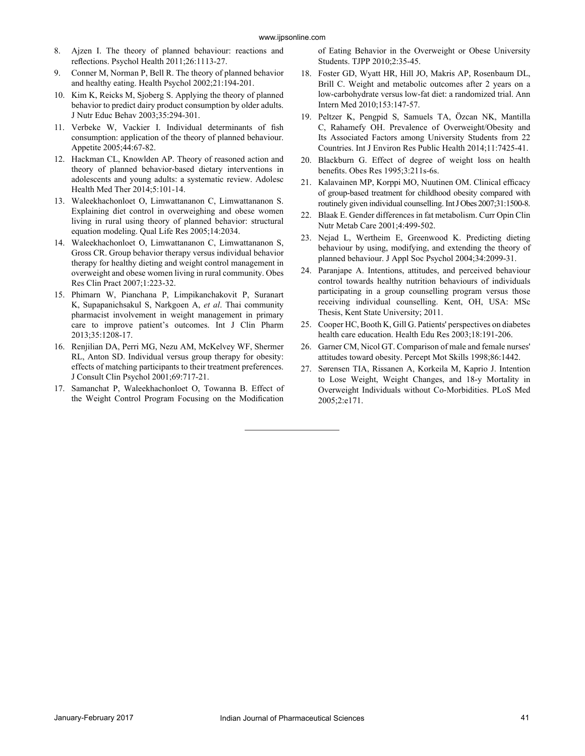8. Ajzen I. The theory of planned behaviour: reactions and reflections. Psychol Health 2011;26:1113-27.
9. Conner M, Norman P, Bell R. The theory of planned behavior and healthy eating. Health Psychol 2002;21:194-201.
10. Kim K, Reicks M, Sjoberg S. Applying the theory of planned behavior to predict dairy product consumption by older adults. J Nutr Educ Behav 2003;35:294-301.
11. Verbeke W, Vackier I. Individual determinants of fish consumption: application of the theory of planned behaviour. Appetite 2005;44:67-82.
12. Hackman CL, Knowlden AP. Theory of reasoned action and theory of planned behavior-based dietary interventions in adolescents and young adults: a systematic review. Adolesc Health Med Ther 2014;5:101-14.
13. Waleekhachonloet O, Limwattananon C, Limwattananon S. Explaining diet control in overweighing and obese women living in rural using theory of planned behavior: structural equation modeling. Qual Life Res 2005;14:2034.
14. Waleekhachonloet O, Limwattananon C, Limwattananon S, Gross CR. Group behavior therapy versus individual behavior therapy for healthy dieting and weight control management in overweight and obese women living in rural community. Obes Res Clin Pract 2007;1:223-32.
15. Phimarn W, Pianchana P, Limpikanchakovit P, Suranart K, Supapanichsakul S, Narkgoen A, *et al*. Thai community pharmacist involvement in weight management in primary care to improve patient's outcomes. Int J Clin Pharm 2013;35:1208-17.
16. Renjilian DA, Perri MG, Nezu AM, McKelvey WF, Shermer RL, Anton SD. Individual versus group therapy for obesity: effects of matching participants to their treatment preferences. J Consult Clin Psychol 2001;69:717-21.
17. Samanchat P, Waleekhachonloet O, Towanna B. Effect of the Weight Control Program Focusing on the Modification of Eating Behavior in the Overweight or Obese University Students. TJPP 2010;2:35-45.
18. Foster GD, Wyatt HR, Hill JO, Makris AP, Rosenbaum DL, Brill C. Weight and metabolic outcomes after 2 years on a low-carbohydrate versus low-fat diet: a randomized trial. Ann Intern Med 2010;153:147-57.
19. Peltzer K, Pengpid S, Samuels TA, Özcan NK, Mantilla C, Rahamefy OH. Prevalence of Overweight/Obesity and Its Associated Factors among University Students from 22 Countries. Int J Environ Res Public Health 2014;11:7425-41.
20. Blackburn G. Effect of degree of weight loss on health benefits. Obes Res 1995;3:211s-6s.
21. Kalavainen MP, Korppi MO, Nuutinen OM. Clinical efficacy of group-based treatment for childhood obesity compared with routinely given individual counselling. Int J Obes 2007;31:1500-8.
22. Blaak E. Gender differences in fat metabolism. Curr Opin Clin Nutr Metab Care 2001;4:499-502.
23. Nejad L, Wertheim E, Greenwood K. Predicting dieting behaviour by using, modifying, and extending the theory of planned behaviour. J Appl Soc Psychol 2004;34:2099-31.
24. Paranjape A. Intentions, attitudes, and perceived behaviour control towards healthy nutrition behaviours of individuals participating in a group counselling program versus those receiving individual counselling. Kent, OH, USA: MSc Thesis, Kent State University; 2011.
25. Cooper HC, Booth K, Gill G. Patients' perspectives on diabetes health care education. Health Edu Res 2003;18:191-206.
26. Garner CM, Nicol GT. Comparison of male and female nurses' attitudes toward obesity. Percept Mot Skills 1998;86:1442.
27. Sørensen TIA, Rissanen A, Korkeila M, Kaprio J. Intention to Lose Weight, Weight Changes, and 18-y Mortality in Overweight Individuals without Co-Morbidities. PLoS Med 2005;2:e171.